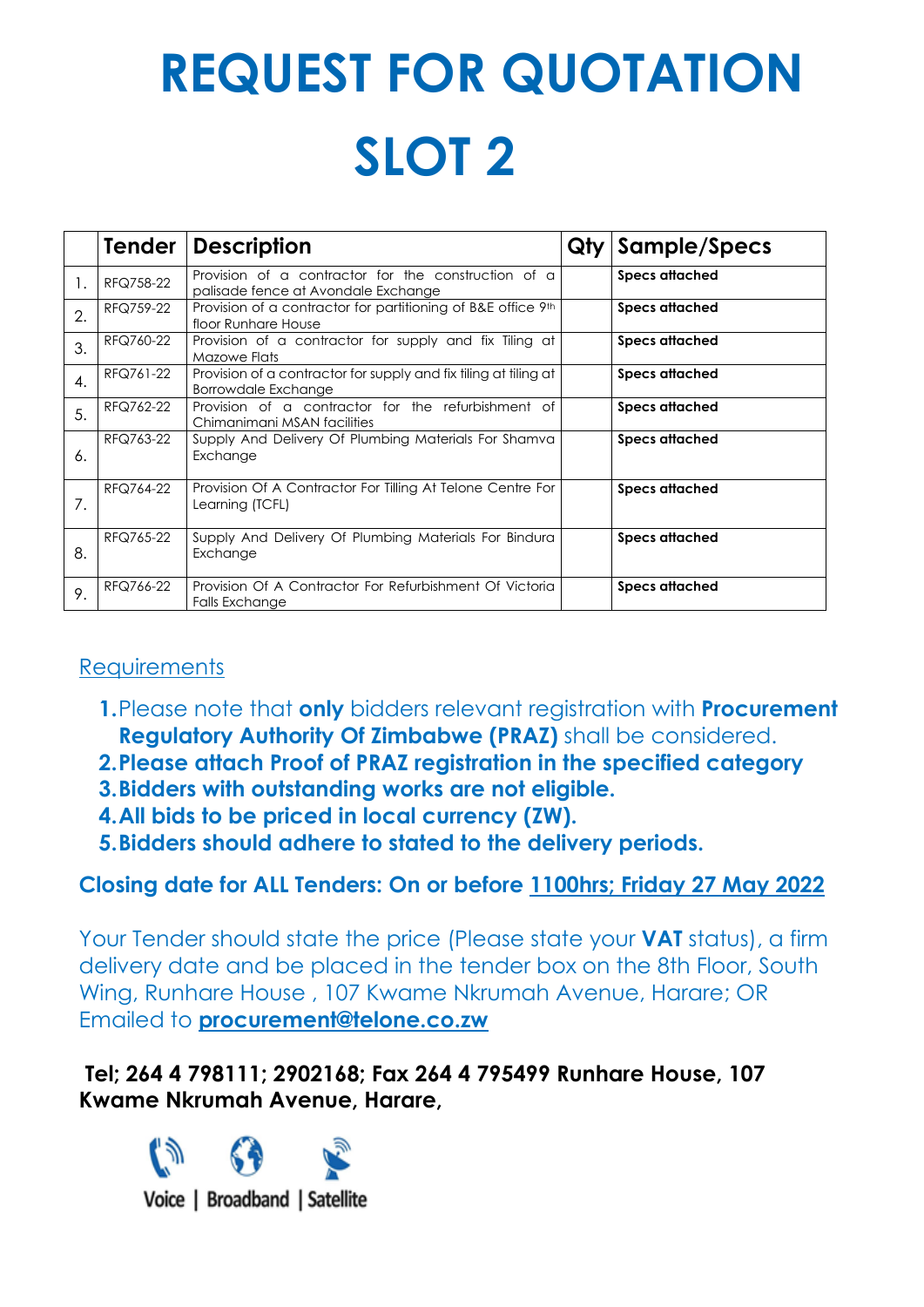# REQUEST FOR QUOTATION

# SLOT 2

| | Tender | Description | Qty | Sample/Specs |
|---|---|---|---|---|
| 1. | RFQ758-22 | Provision of a contractor for the construction of a palisade fence at Avondale Exchange | | **Specs attached** |
| 2. | RFQ759-22 | Provision of a contractor for partitioning of B&E office 9th floor Runhare House | | **Specs attached** |
| 3. | RFQ760-22 | Provision of a contractor for supply and fix Tiling at Mazowe Flats | | **Specs attached** |
| 4. | RFQ761-22 | Provision of a contractor for supply and fix tiling at tiling at Borrowdale Exchange | | **Specs attached** |
| 5. | RFQ762-22 | Provision of a contractor for the refurbishment of Chimanimani MSAN facilities | | **Specs attached** |
| 6. | RFQ763-22 | Supply And Delivery Of Plumbing Materials For Shamva Exchange | | **Specs attached** |
| 7. | RFQ764-22 | Provision Of A Contractor For Tilling At Telone Centre For Learning (TCFL) | | **Specs attached** |
| 8. | RFQ765-22 | Supply And Delivery Of Plumbing Materials For Bindura Exchange | | **Specs attached** |
| 9. | RFQ766-22 | Provision Of A Contractor For Refurbishment Of Victoria Falls Exchange | | **Specs attached** |

## Requirements

1. Please note that **only** bidders relevant registration with **Procurement Regulatory Authority Of Zimbabwe (PRAZ)** shall be considered.
2. **Please attach Proof of PRAZ registration in the specified category**
3. **Bidders with outstanding works are not eligible.**
4. **All bids to be priced in local currency (ZW).**
5. **Bidders should adhere to stated to the delivery periods.**

**Closing date for ALL Tenders: On or before 1100hrs; Friday 27 May 2022**

Your Tender should state the price (Please state your **VAT** status), a firm delivery date and be placed in the tender box on the 8th Floor, South Wing, Runhare House , 107 Kwame Nkrumah Avenue, Harare; OR Emailed to **procurement@telone.co.zw**

**Tel; 264 4 798111; 2902168; Fax 264 4 795499 Runhare House, 107 Kwame Nkrumah Avenue, Harare,**

Voice | Broadband | Satellite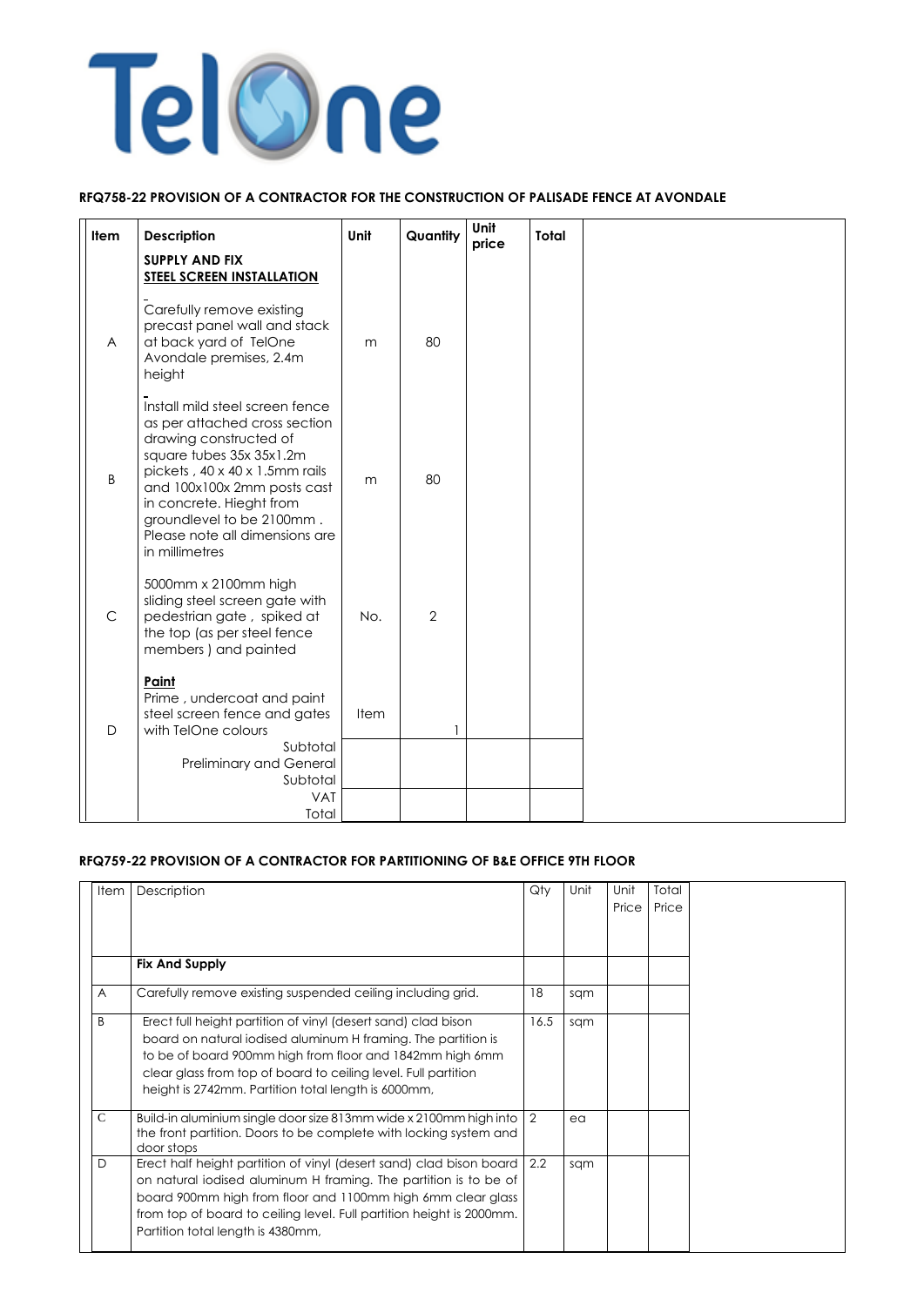**RFQ758-22 PROVISION OF A CONTRACTOR FOR THE CONSTRUCTION OF PALISADE FENCE AT AVONDALE**

| Item | Description | Unit | Quantity | Unit price | Total |
|---|---|---|---|---|---|
| | **SUPPLY AND FIX** **STEEL SCREEN INSTALLATION** | | | | |
| A | Carefully remove existing precast panel wall and stack at back yard of TelOne Avondale premises, 2.4m height | m | 80 | | |
| B | Install mild steel screen fence as per attached cross section drawing constructed of square tubes 35x 35x1.2m pickets , 40 x 40 x 1.5mm rails and 100x100x 2mm posts cast in concrete. Hieght from groundlevel to be 2100mm . Please note all dimensions are in millimetres | m | 80 | | |
| C | 5000mm x 2100mm high sliding steel screen gate with pedestrian gate , spiked at the top (as per steel fence members ) and painted | No. | 2 | | |
| D | **Paint** Prime , undercoat and paint steel screen fence and gates with TelOne colours | Item | 1 | | |
| | Subtotal | | | | |
| | Preliminary and General | | | | |
| | Subtotal | | | | |
| | VAT | | | | |
| | Total | | | | |

**RFQ759-22 PROVISION OF A CONTRACTOR FOR PARTITIONING OF B&E OFFICE 9TH FLOOR**

| Item | Description | Qty | Unit | Unit Price | Total Price |
|---|---|---|---|---|---|
| | **Fix And Supply** | | | | |
| A | Carefully remove existing suspended ceiling including grid. | 18 | sqm | | |
| B | Erect full height partition of vinyl (desert sand) clad bison board on natural iodised aluminum H framing. The partition is to be of board 900mm high from floor and 1842mm high 6mm clear glass from top of board to ceiling level. Full partition height is 2742mm. Partition total length is 6000mm, | 16.5 | sqm | | |
| C | Build-in aluminium single door size 813mm wide x 2100mm high into the front partition. Doors to be complete with locking system and door stops | 2 | ea | | |
| D | Erect half height partition of vinyl (desert sand) clad bison board on natural iodised aluminum H framing. The partition is to be of board 900mm high from floor and 1100mm high 6mm clear glass from top of board to ceiling level. Full partition height is 2000mm. Partition total length is 4380mm, | 2.2 | sqm | | |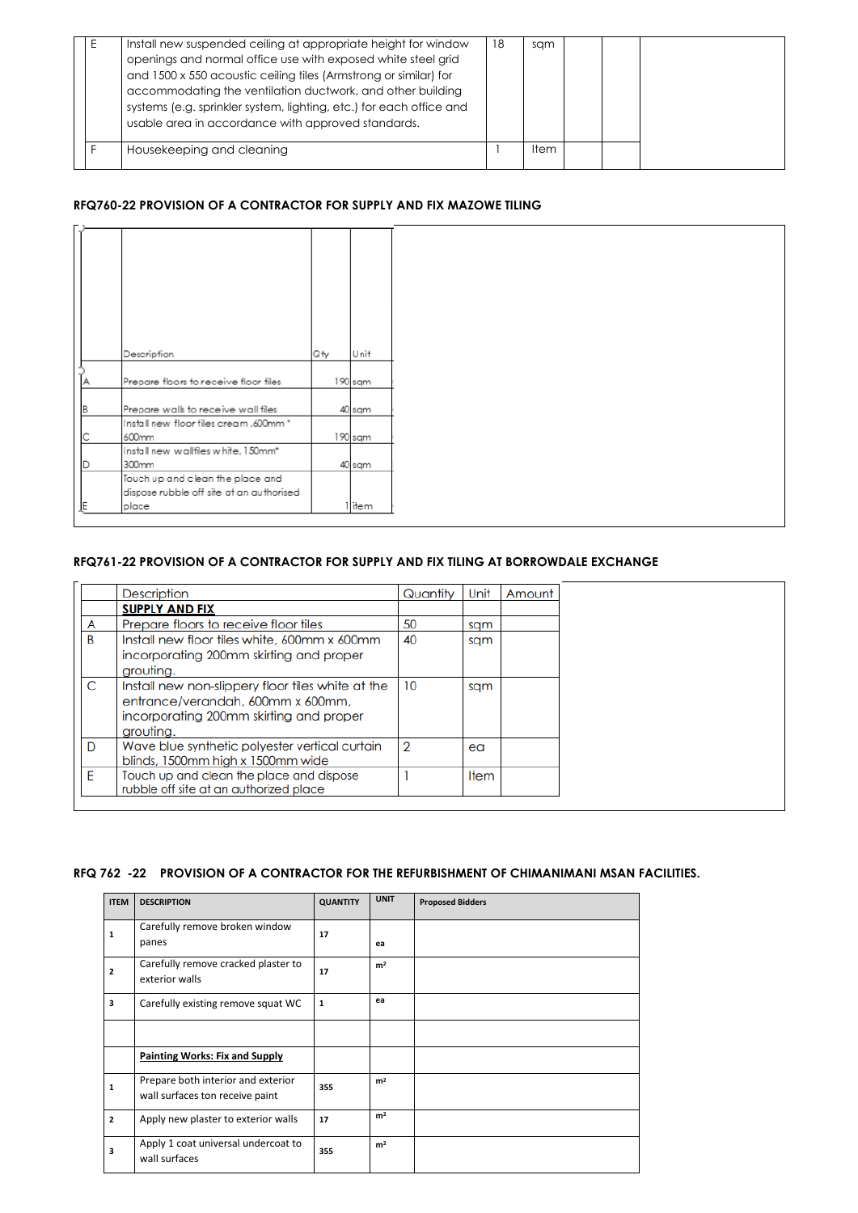| | | | | | | |
|---|---|---|---|---|---|---|
| E | Install new suspended ceiling at appropriate height for window openings and normal office use with exposed white steel grid and 1500 x 550 acoustic ceiling tiles (Armstrong or similar) for accommodating the ventilation ductwork, and other building systems (e.g. sprinkler system, lighting, etc.) for each office and usable area in accordance with approved standards. | 18 | sqm | | | |
| F | Housekeeping and cleaning | 1 | Item | | | |

**RFQ760-22 PROVISION OF A CONTRACTOR FOR SUPPLY AND FIX MAZOWE TILING**

| | Description | Qty | Unit |
|---|---|---|---|
| A | Prepare floors to receive floor tiles | 190 | sqm |
| B | Prepare walls to receive wall tiles | 40 | sqm |
| C | Install new floor tiles cream ,600mm * 600mm | 190 | sqm |
| D | Install new walltiles white, 150mm* 300mm | 40 | sqm |
| E | Touch up and clean the place and dispose rubble off site at an authorised place | 1 | item |

**RFQ761-22 PROVISION OF A CONTRACTOR FOR SUPPLY AND FIX TILING AT BORROWDALE EXCHANGE**

| | Description | Quantity | Unit | Amount |
|---|---|---|---|---|
| | **SUPPLY AND FIX** | | | |
| A | Prepare floors to receive floor tiles | 50 | sqm | |
| B | Install new floor tiles white, 600mm x 600mm incorporating 200mm skirting and proper grouting. | 40 | sqm | |
| C | Install new non-slippery floor tiles white at the entrance/verandah, 600mm x 600mm, incorporating 200mm skirting and proper grouting. | 10 | sqm | |
| D | Wave blue synthetic polyester vertical curtain blinds, 1500mm high x 1500mm wide | 2 | ea | |
| E | Touch up and clean the place and dispose rubble off site at an authorized place | 1 | Item | |

**RFQ 762 -22 PROVISION OF A CONTRACTOR FOR THE REFURBISHMENT OF CHIMANIMANI MSAN FACILITIES.**

| ITEM | DESCRIPTION | QUANTITY | UNIT | Proposed Bidders |
|---|---|---|---|---|
| 1 | Carefully remove broken window panes | 17 | ea | |
| 2 | Carefully remove cracked plaster to exterior walls | 17 | m² | |
| 3 | Carefully existing remove squat WC | 1 | ea | |
| | | | | |
| | **Painting Works: Fix and Supply** | | | |
| 1 | Prepare both interior and exterior wall surfaces ton receive paint | 355 | m² | |
| 2 | Apply new plaster to exterior walls | 17 | m² | |
| 3 | Apply 1 coat universal undercoat to wall surfaces | 355 | m² | |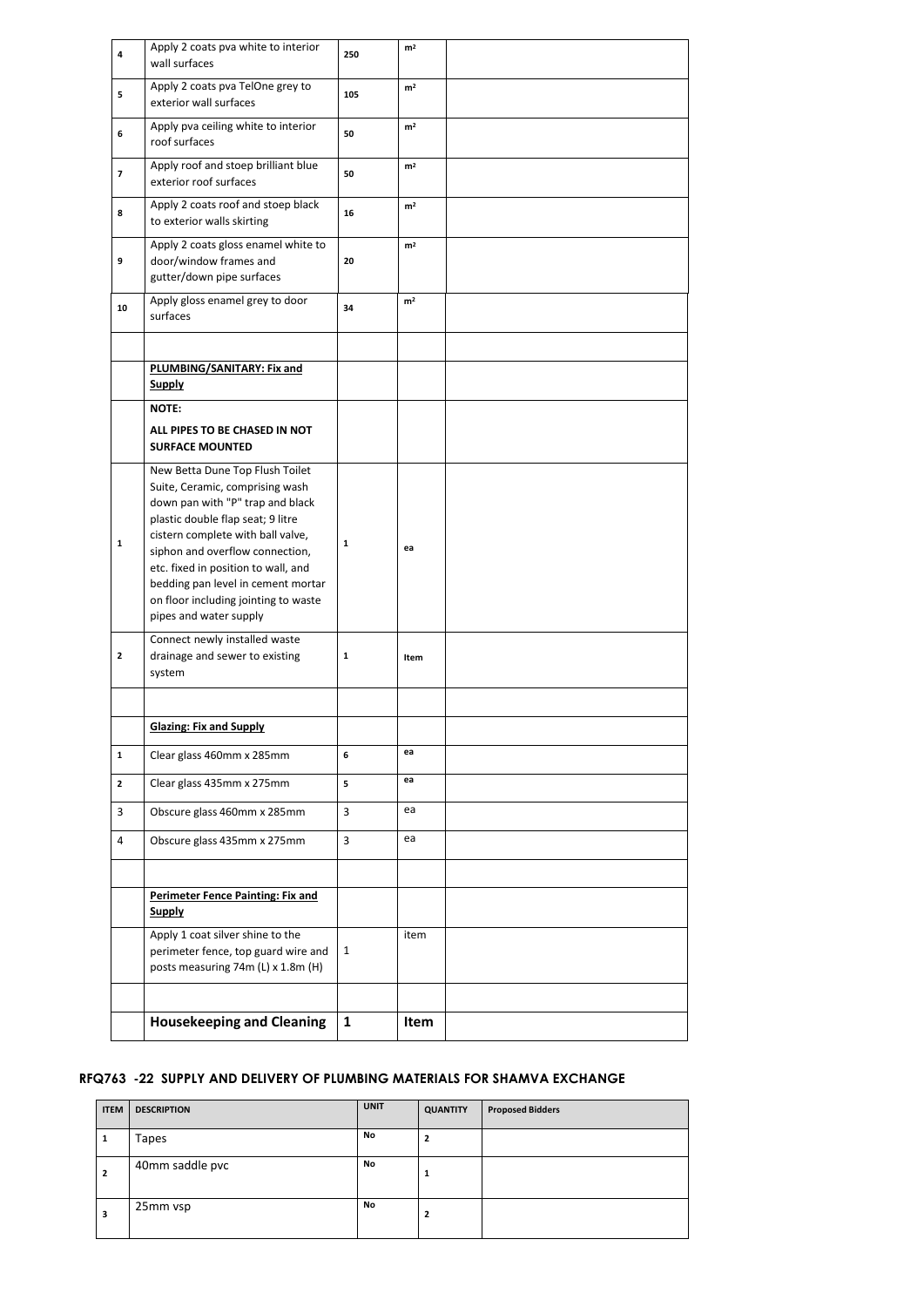| | | | | |
|---|---|---|---|---|
| 4 | Apply 2 coats pva white to interior wall surfaces | 250 | m² | |
| 5 | Apply 2 coats pva TelOne grey to exterior wall surfaces | 105 | m² | |
| 6 | Apply pva ceiling white to interior roof surfaces | 50 | m² | |
| 7 | Apply roof and stoep brilliant blue exterior roof surfaces | 50 | m² | |
| 8 | Apply 2 coats roof and stoep black to exterior walls skirting | 16 | m² | |
| 9 | Apply 2 coats gloss enamel white to door/window frames and gutter/down pipe surfaces | 20 | m² | |
| 10 | Apply gloss enamel grey to door surfaces | 34 | m² | |
| | | | | |
| | **PLUMBING/SANITARY: Fix and Supply** | | | |
| | **NOTE:** **ALL PIPES TO BE CHASED IN NOT SURFACE MOUNTED** | | | |
| 1 | New Betta Dune Top Flush Toilet Suite, Ceramic, comprising wash down pan with "P" trap and black plastic double flap seat; 9 litre cistern complete with ball valve, siphon and overflow connection, etc. fixed in position to wall, and bedding pan level in cement mortar on floor including jointing to waste pipes and water supply | 1 | ea | |
| 2 | Connect newly installed waste drainage and sewer to existing system | 1 | Item | |
| | | | | |
| | **Glazing: Fix and Supply** | | | |
| 1 | Clear glass 460mm x 285mm | 6 | ea | |
| 2 | Clear glass 435mm x 275mm | 5 | ea | |
| 3 | Obscure glass 460mm x 285mm | 3 | ea | |
| 4 | Obscure glass 435mm x 275mm | 3 | ea | |
| | | | | |
| | **Perimeter Fence Painting: Fix and Supply** | | | |
| | Apply 1 coat silver shine to the perimeter fence, top guard wire and posts measuring 74m (L) x 1.8m (H) | 1 | item | |
| | | | | |
| | **Housekeeping and Cleaning** | **1** | **Item** | |

## RFQ763 -22 SUPPLY AND DELIVERY OF PLUMBING MATERIALS FOR SHAMVA EXCHANGE

| ITEM | DESCRIPTION | UNIT | QUANTITY | Proposed Bidders |
|---|---|---|---|---|
| 1 | Tapes | No | 2 | |
| 2 | 40mm saddle pvc | No | 1 | |
| 3 | 25mm vsp | No | 2 | |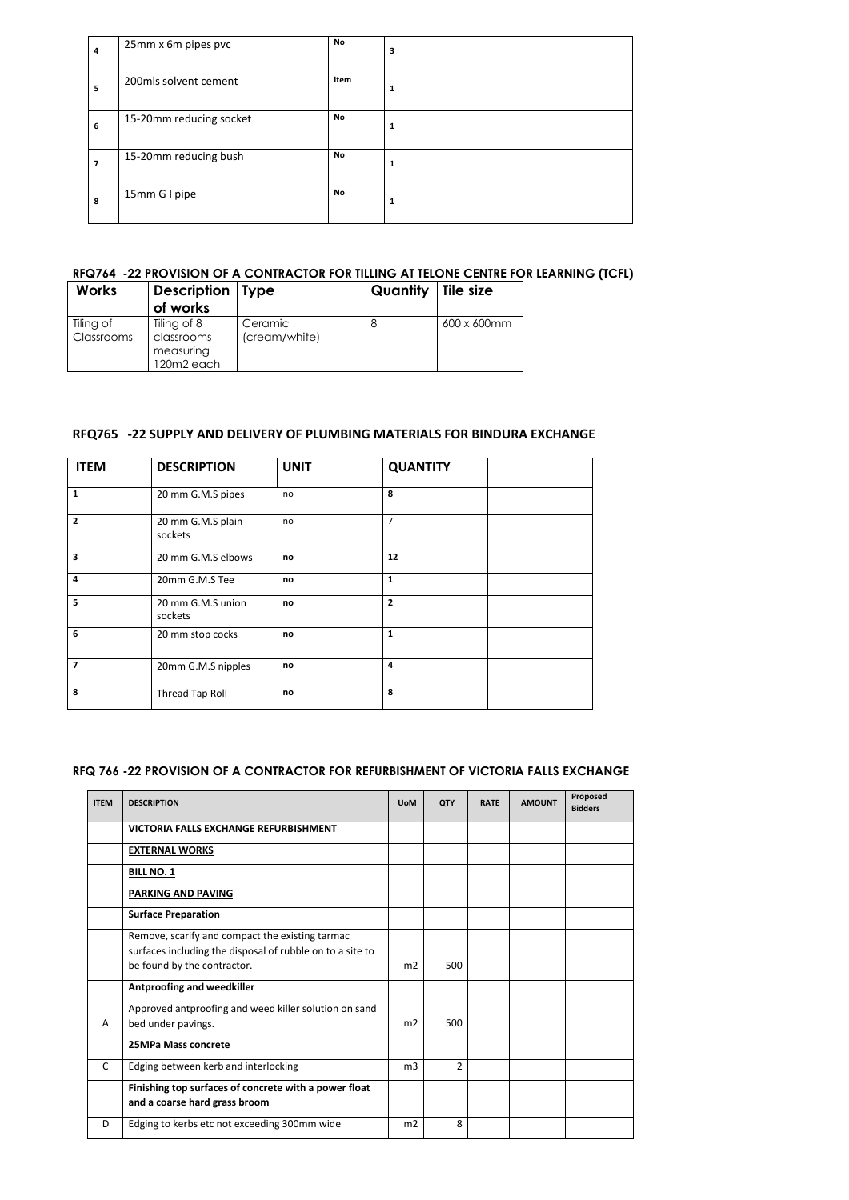| 4 | 25mm x 6m pipes pvc | No | 3 | |
|---|---|---|---|---|
| 5 | 200mls solvent cement | Item | 1 | |
| 6 | 15-20mm reducing socket | No | 1 | |
| 7 | 15-20mm reducing bush | No | 1 | |
| 8 | 15mm G I pipe | No | 1 | |

## RFQ764 -22 PROVISION OF A CONTRACTOR FOR TILLING AT TELONE CENTRE FOR LEARNING (TCFL)

| Works | Description of works | Type | Quantity | Tile size |
|---|---|---|---|---|
| Tiling of Classrooms | Tiling of 8 classrooms measuring 120m2 each | Ceramic (cream/white) | 8 | 600 x 600mm |

## RFQ765 -22 SUPPLY AND DELIVERY OF PLUMBING MATERIALS FOR BINDURA EXCHANGE

| ITEM | DESCRIPTION | UNIT | QUANTITY | |
|---|---|---|---|---|
| 1 | 20 mm G.M.S pipes | no | 8 | |
| 2 | 20 mm G.M.S plain sockets | no | 7 | |
| 3 | 20 mm G.M.S elbows | no | 12 | |
| 4 | 20mm G.M.S Tee | no | 1 | |
| 5 | 20 mm G.M.S union sockets | no | 2 | |
| 6 | 20 mm stop cocks | no | 1 | |
| 7 | 20mm G.M.S nipples | no | 4 | |
| 8 | Thread Tap Roll | no | 8 | |

## RFQ 766 -22 PROVISION OF A CONTRACTOR FOR REFURBISHMENT OF VICTORIA FALLS EXCHANGE

| ITEM | DESCRIPTION | UoM | QTY | RATE | AMOUNT | Proposed Bidders |
|---|---|---|---|---|---|---|
| | **VICTORIA FALLS EXCHANGE REFURBISHMENT** | | | | | |
| | **EXTERNAL WORKS** | | | | | |
| | **BILL NO. 1** | | | | | |
| | **PARKING AND PAVING** | | | | | |
| | **Surface Preparation** | | | | | |
| | Remove, scarify and compact the existing tarmac surfaces including the disposal of rubble on to a site to be found by the contractor. | m2 | 500 | | | |
| | **Antproofing and weedkiller** | | | | | |
| A | Approved antproofing and weed killer solution on sand bed under pavings. | m2 | 500 | | | |
| | **25MPa Mass concrete** | | | | | |
| C | Edging between kerb and interlocking | m3 | 2 | | | |
| | **Finishing top surfaces of concrete with a power float and a coarse hard grass broom** | | | | | |
| D | Edging to kerbs etc not exceeding 300mm wide | m2 | 8 | | | |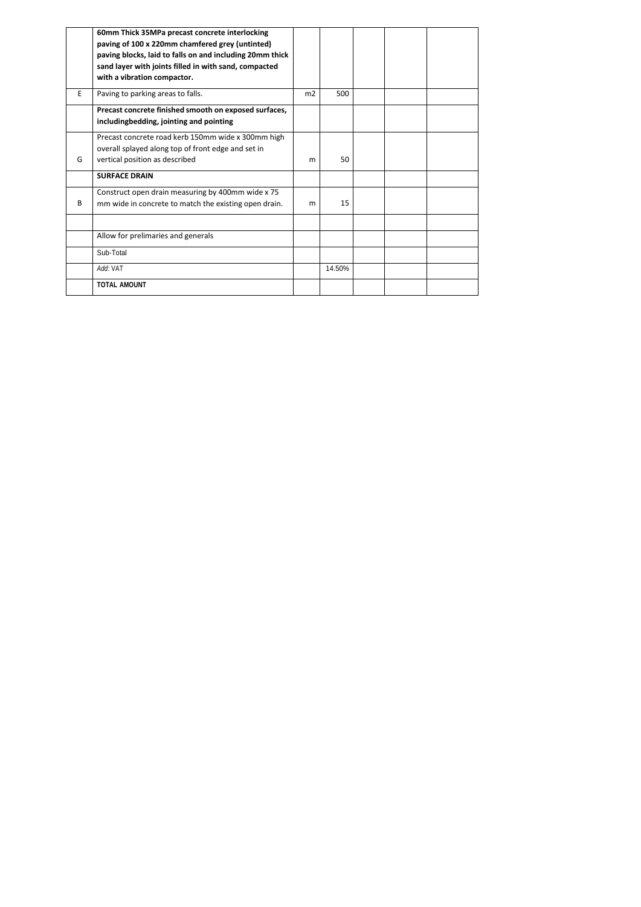| | | | | | | |
|---|---|---|---|---|---|---|
| | **60mm Thick 35MPa precast concrete interlocking paving of 100 x 220mm chamfered grey (untinted) paving blocks, laid to falls on and including 20mm thick sand layer with joints filled in with sand, compacted with a vibration compactor.** | | | | | |
| E | Paving to parking areas to falls. | m2 | 500 | | | |
| | **Precast concrete finished smooth on exposed surfaces, includingbedding, jointing and pointing** | | | | | |
| G | Precast concrete road kerb 150mm wide x 300mm high overall splayed along top of front edge and set in vertical position as described | m | 50 | | | |
| | **SURFACE DRAIN** | | | | | |
| B | Construct open drain measuring by 400mm wide x 75 mm wide in concrete to match the existing open drain. | m | 15 | | | |
| | | | | | | |
| | Allow for prelimaries and generals | | | | | |
| | Sub-Total | | | | | |
| | *Add*: VAT | | 14.50% | | | |
| | **TOTAL AMOUNT** | | | | | |